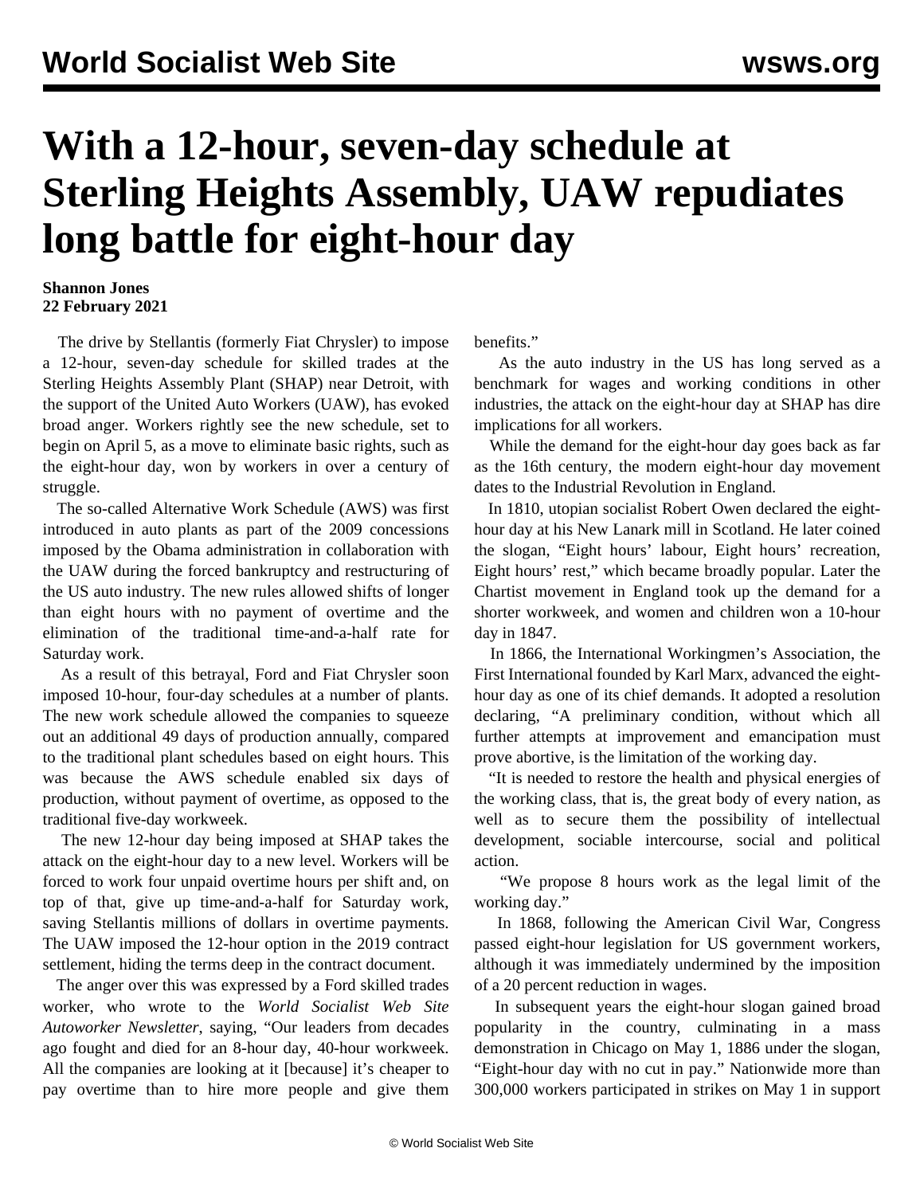# With a 12-hour, seven-day schedule at Sterling Heights Assembly, UAW repudiates long battle for eight-hour day

**Shannon Jones**
**22 February 2021**

The drive by Stellantis (formerly Fiat Chrysler) to impose a 12-hour, seven-day schedule for skilled trades at the Sterling Heights Assembly Plant (SHAP) near Detroit, with the support of the United Auto Workers (UAW), has evoked broad anger. Workers rightly see the new schedule, set to begin on April 5, as a move to eliminate basic rights, such as the eight-hour day, won by workers in over a century of struggle.

The so-called Alternative Work Schedule (AWS) was first introduced in auto plants as part of the 2009 concessions imposed by the Obama administration in collaboration with the UAW during the forced bankruptcy and restructuring of the US auto industry. The new rules allowed shifts of longer than eight hours with no payment of overtime and the elimination of the traditional time-and-a-half rate for Saturday work.

As a result of this betrayal, Ford and Fiat Chrysler soon imposed 10-hour, four-day schedules at a number of plants. The new work schedule allowed the companies to squeeze out an additional 49 days of production annually, compared to the traditional plant schedules based on eight hours. This was because the AWS schedule enabled six days of production, without payment of overtime, as opposed to the traditional five-day workweek.

The new 12-hour day being imposed at SHAP takes the attack on the eight-hour day to a new level. Workers will be forced to work four unpaid overtime hours per shift and, on top of that, give up time-and-a-half for Saturday work, saving Stellantis millions of dollars in overtime payments. The UAW imposed the 12-hour option in the 2019 contract settlement, hiding the terms deep in the contract document.

The anger over this was expressed by a Ford skilled trades worker, who wrote to the *World Socialist Web Site Autoworker Newsletter*, saying, "Our leaders from decades ago fought and died for an 8-hour day, 40-hour workweek. All the companies are looking at it [because] it's cheaper to pay overtime than to hire more people and give them benefits."

As the auto industry in the US has long served as a benchmark for wages and working conditions in other industries, the attack on the eight-hour day at SHAP has dire implications for all workers.

While the demand for the eight-hour day goes back as far as the 16th century, the modern eight-hour day movement dates to the Industrial Revolution in England.

In 1810, utopian socialist Robert Owen declared the eight-hour day at his New Lanark mill in Scotland. He later coined the slogan, "Eight hours' labour, Eight hours' recreation, Eight hours' rest," which became broadly popular. Later the Chartist movement in England took up the demand for a shorter workweek, and women and children won a 10-hour day in 1847.

In 1866, the International Workingmen's Association, the First International founded by Karl Marx, advanced the eight-hour day as one of its chief demands. It adopted a resolution declaring, "A preliminary condition, without which all further attempts at improvement and emancipation must prove abortive, is the limitation of the working day.

"It is needed to restore the health and physical energies of the working class, that is, the great body of every nation, as well as to secure them the possibility of intellectual development, sociable intercourse, social and political action.

"We propose 8 hours work as the legal limit of the working day."

In 1868, following the American Civil War, Congress passed eight-hour legislation for US government workers, although it was immediately undermined by the imposition of a 20 percent reduction in wages.

In subsequent years the eight-hour slogan gained broad popularity in the country, culminating in a mass demonstration in Chicago on May 1, 1886 under the slogan, "Eight-hour day with no cut in pay." Nationwide more than 300,000 workers participated in strikes on May 1 in support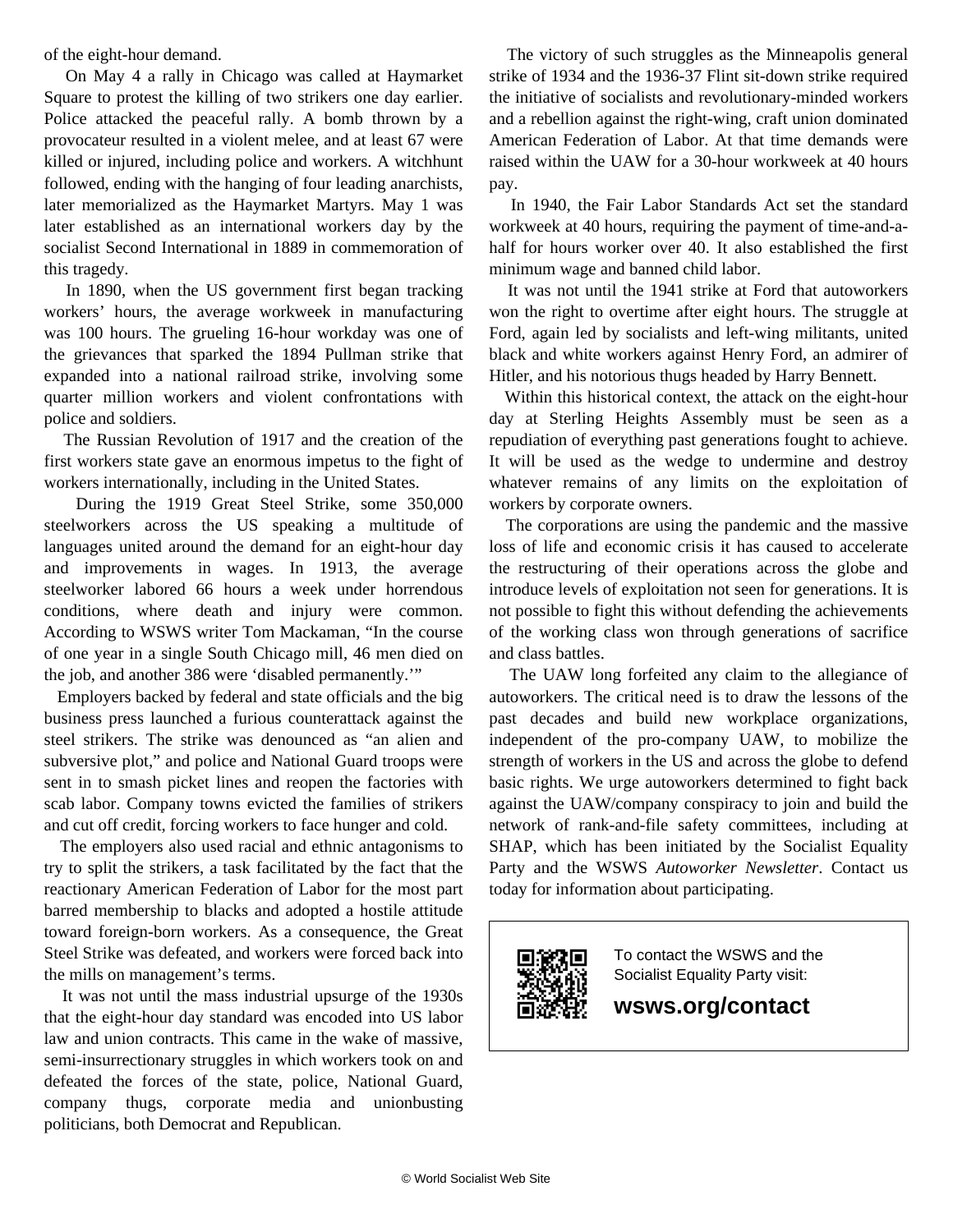of the eight-hour demand.

On May 4 a rally in Chicago was called at Haymarket Square to protest the killing of two strikers one day earlier. Police attacked the peaceful rally. A bomb thrown by a provocateur resulted in a violent melee, and at least 67 were killed or injured, including police and workers. A witchhunt followed, ending with the hanging of four leading anarchists, later memorialized as the Haymarket Martyrs. May 1 was later established as an international workers day by the socialist Second International in 1889 in commemoration of this tragedy.

In 1890, when the US government first began tracking workers' hours, the average workweek in manufacturing was 100 hours. The grueling 16-hour workday was one of the grievances that sparked the 1894 Pullman strike that expanded into a national railroad strike, involving some quarter million workers and violent confrontations with police and soldiers.

The Russian Revolution of 1917 and the creation of the first workers state gave an enormous impetus to the fight of workers internationally, including in the United States.

During the 1919 Great Steel Strike, some 350,000 steelworkers across the US speaking a multitude of languages united around the demand for an eight-hour day and improvements in wages. In 1913, the average steelworker labored 66 hours a week under horrendous conditions, where death and injury were common. According to WSWS writer Tom Mackaman, "In the course of one year in a single South Chicago mill, 46 men died on the job, and another 386 were 'disabled permanently.'"

Employers backed by federal and state officials and the big business press launched a furious counterattack against the steel strikers. The strike was denounced as "an alien and subversive plot," and police and National Guard troops were sent in to smash picket lines and reopen the factories with scab labor. Company towns evicted the families of strikers and cut off credit, forcing workers to face hunger and cold.

The employers also used racial and ethnic antagonisms to try to split the strikers, a task facilitated by the fact that the reactionary American Federation of Labor for the most part barred membership to blacks and adopted a hostile attitude toward foreign-born workers. As a consequence, the Great Steel Strike was defeated, and workers were forced back into the mills on management's terms.

It was not until the mass industrial upsurge of the 1930s that the eight-hour day standard was encoded into US labor law and union contracts. This came in the wake of massive, semi-insurrectionary struggles in which workers took on and defeated the forces of the state, police, National Guard, company thugs, corporate media and unionbusting politicians, both Democrat and Republican.

The victory of such struggles as the Minneapolis general strike of 1934 and the 1936-37 Flint sit-down strike required the initiative of socialists and revolutionary-minded workers and a rebellion against the right-wing, craft union dominated American Federation of Labor. At that time demands were raised within the UAW for a 30-hour workweek at 40 hours pay.

In 1940, the Fair Labor Standards Act set the standard workweek at 40 hours, requiring the payment of time-and-a-half for hours worker over 40. It also established the first minimum wage and banned child labor.

It was not until the 1941 strike at Ford that autoworkers won the right to overtime after eight hours. The struggle at Ford, again led by socialists and left-wing militants, united black and white workers against Henry Ford, an admirer of Hitler, and his notorious thugs headed by Harry Bennett.

Within this historical context, the attack on the eight-hour day at Sterling Heights Assembly must be seen as a repudiation of everything past generations fought to achieve. It will be used as the wedge to undermine and destroy whatever remains of any limits on the exploitation of workers by corporate owners.

The corporations are using the pandemic and the massive loss of life and economic crisis it has caused to accelerate the restructuring of their operations across the globe and introduce levels of exploitation not seen for generations. It is not possible to fight this without defending the achievements of the working class won through generations of sacrifice and class battles.

The UAW long forfeited any claim to the allegiance of autoworkers. The critical need is to draw the lessons of the past decades and build new workplace organizations, independent of the pro-company UAW, to mobilize the strength of workers in the US and across the globe to defend basic rights. We urge autoworkers determined to fight back against the UAW/company conspiracy to join and build the network of rank-and-file safety committees, including at SHAP, which has been initiated by the Socialist Equality Party and the WSWS *Autoworker Newsletter*. Contact us today for information about participating.

To contact the WSWS and the Socialist Equality Party visit:

**wsws.org/contact**